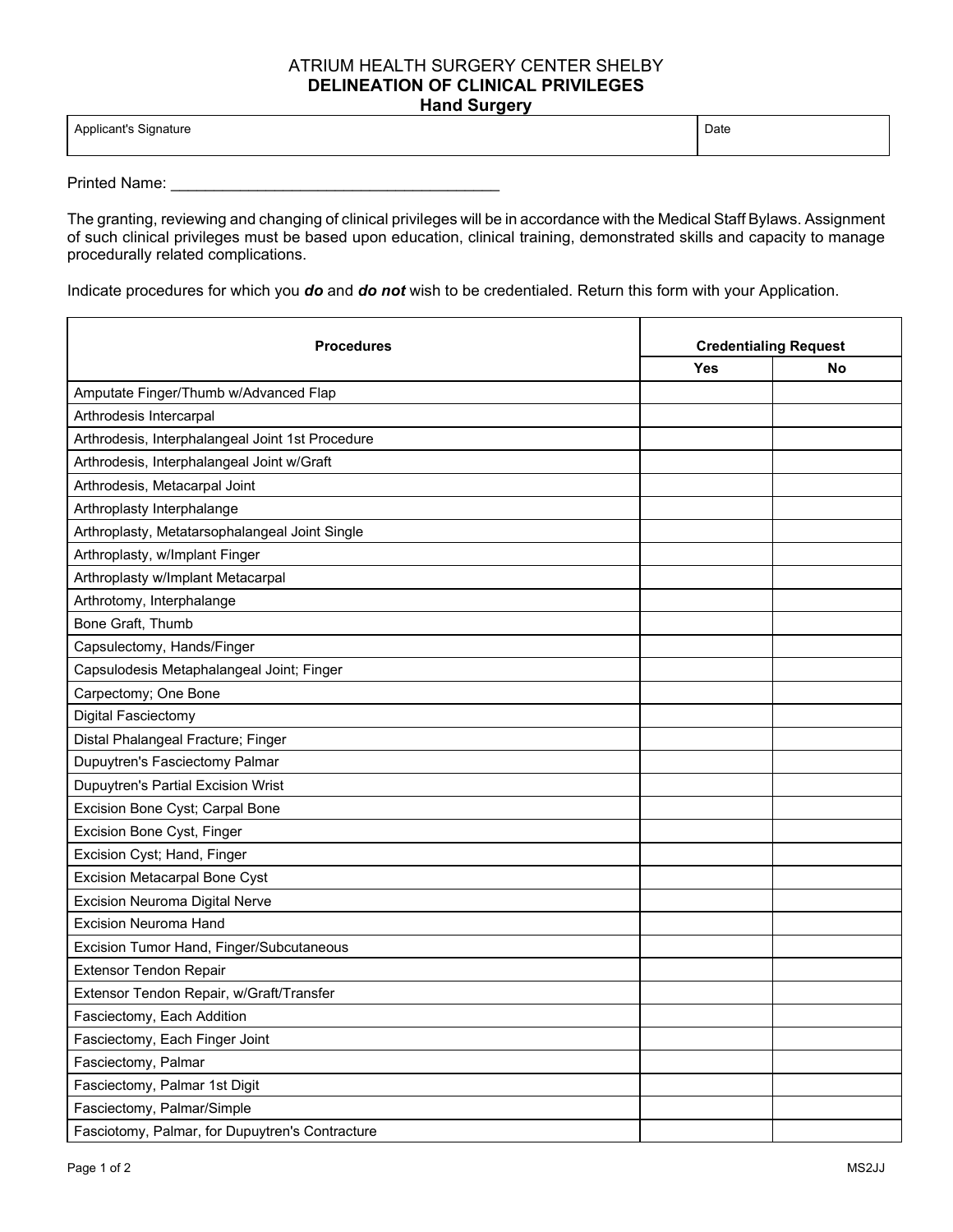# ATRIUM HEALTH SURGERY CENTER SHELBY
## DELINEATION OF CLINICAL PRIVILEGES
### Hand Surgery

| Applicant's Signature | Date |
|---|---|
| | |

Printed Name: _______________________________________

The granting, reviewing and changing of clinical privileges will be in accordance with the Medical Staff Bylaws. Assignment of such clinical privileges must be based upon education, clinical training, demonstrated skills and capacity to manage procedurally related complications.

Indicate procedures for which you ***do*** and ***do not*** wish to be credentialed. Return this form with your Application.

| Procedures | Credentialing Request | |
|---|---|---|
| | **Yes** | **No** |
| Amputate Finger/Thumb w/Advanced Flap | | |
| Arthrodesis Intercarpal | | |
| Arthrodesis, Interphalangeal Joint 1st Procedure | | |
| Arthrodesis, Interphalangeal Joint w/Graft | | |
| Arthrodesis, Metacarpal Joint | | |
| Arthroplasty Interphalange | | |
| Arthroplasty, Metatarsophalangeal Joint Single | | |
| Arthroplasty, w/Implant Finger | | |
| Arthroplasty w/Implant Metacarpal | | |
| Arthrotomy, Interphalange | | |
| Bone Graft, Thumb | | |
| Capsulectomy, Hands/Finger | | |
| Capsulodesis Metaphalangeal Joint; Finger | | |
| Carpectomy; One Bone | | |
| Digital Fasciectomy | | |
| Distal Phalangeal Fracture; Finger | | |
| Dupuytren's Fasciectomy Palmar | | |
| Dupuytren's Partial Excision Wrist | | |
| Excision Bone Cyst; Carpal Bone | | |
| Excision Bone Cyst, Finger | | |
| Excision Cyst; Hand, Finger | | |
| Excision Metacarpal Bone Cyst | | |
| Excision Neuroma Digital Nerve | | |
| Excision Neuroma Hand | | |
| Excision Tumor Hand, Finger/Subcutaneous | | |
| Extensor Tendon Repair | | |
| Extensor Tendon Repair, w/Graft/Transfer | | |
| Fasciectomy, Each Addition | | |
| Fasciectomy, Each Finger Joint | | |
| Fasciectomy, Palmar | | |
| Fasciectomy, Palmar 1st Digit | | |
| Fasciectomy, Palmar/Simple | | |
| Fasciotomy, Palmar, for Dupuytren's Contracture | | |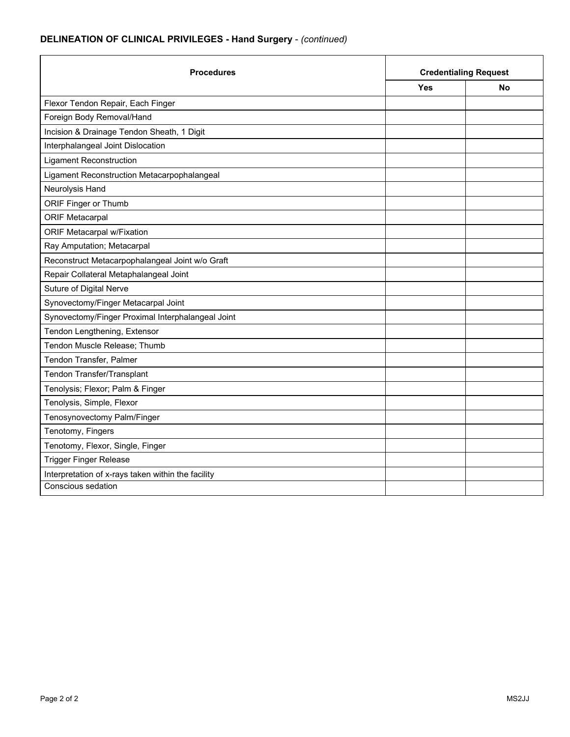### DELINEATION OF CLINICAL PRIVILEGES - Hand Surgery - *(continued)*

| Procedures | Credentialing Request | |
|---|---|---|
| | Yes | No |
| Flexor Tendon Repair, Each Finger | | |
| Foreign Body Removal/Hand | | |
| Incision & Drainage Tendon Sheath, 1 Digit | | |
| Interphalangeal Joint Dislocation | | |
| Ligament Reconstruction | | |
| Ligament Reconstruction Metacarpophalangeal | | |
| Neurolysis Hand | | |
| ORIF Finger or Thumb | | |
| ORIF Metacarpal | | |
| ORIF Metacarpal w/Fixation | | |
| Ray Amputation; Metacarpal | | |
| Reconstruct Metacarpophalangeal Joint w/o Graft | | |
| Repair Collateral Metaphalangeal Joint | | |
| Suture of Digital Nerve | | |
| Synovectomy/Finger Metacarpal Joint | | |
| Synovectomy/Finger Proximal Interphalangeal Joint | | |
| Tendon Lengthening, Extensor | | |
| Tendon Muscle Release; Thumb | | |
| Tendon Transfer, Palmer | | |
| Tendon Transfer/Transplant | | |
| Tenolysis; Flexor; Palm & Finger | | |
| Tenolysis, Simple, Flexor | | |
| Tenosynovectomy Palm/Finger | | |
| Tenotomy, Fingers | | |
| Tenotomy, Flexor, Single, Finger | | |
| Trigger Finger Release | | |
| Interpretation of x-rays taken within the facility | | |
| Conscious sedation | | |

MS2JJ